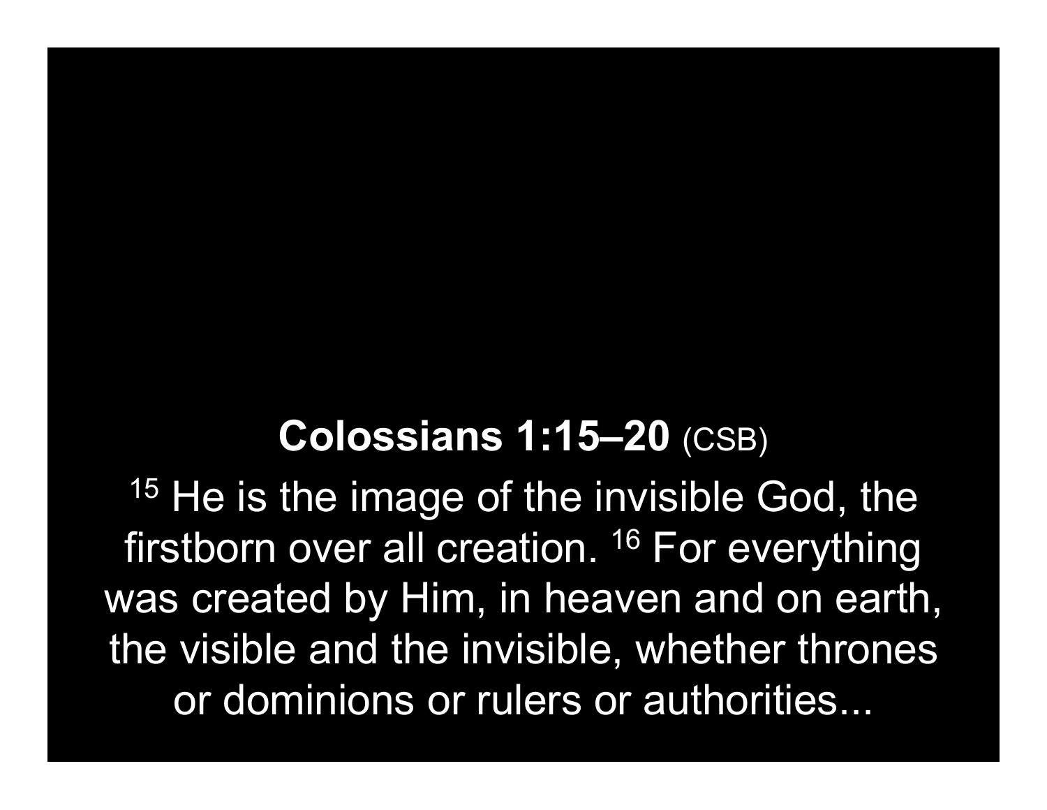**Colossians 1:15–20** (CSB)

[15] He is the image of the invisible God, the firstborn over all creation. [16] For everything was created by Him, in heaven and on earth, the visible and the invisible, whether thrones or dominions or rulers or authorities...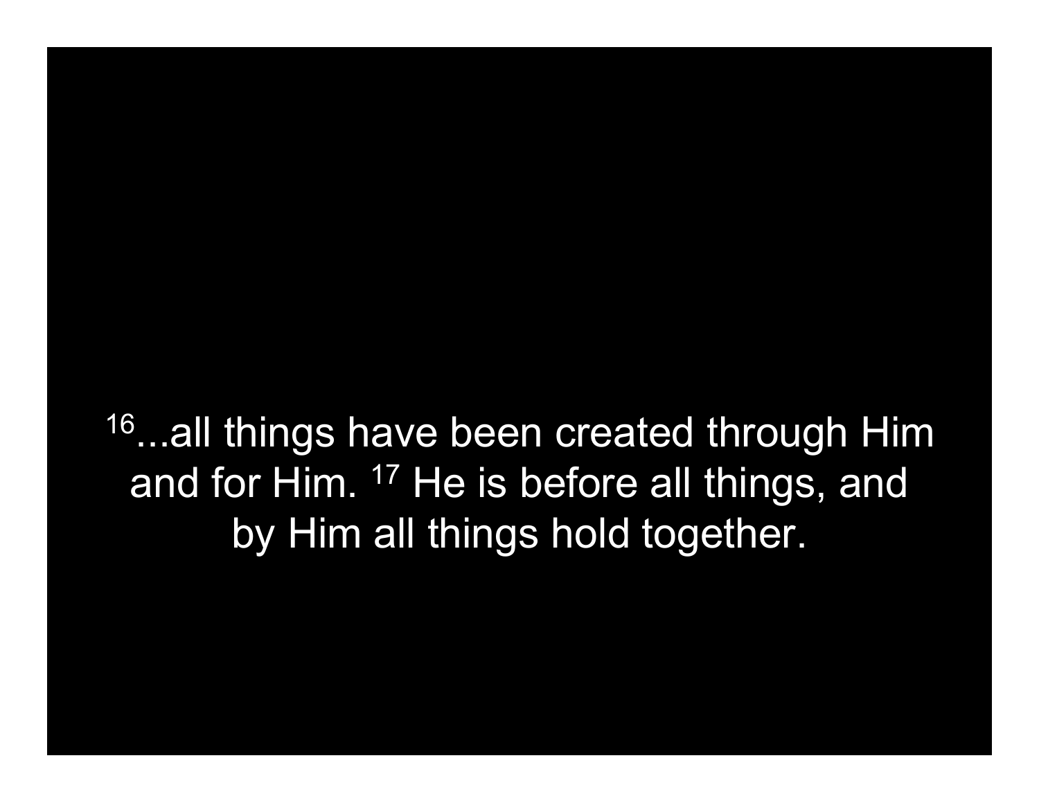[16]...all things have been created through Him and for Him. [17] He is before all things, and by Him all things hold together.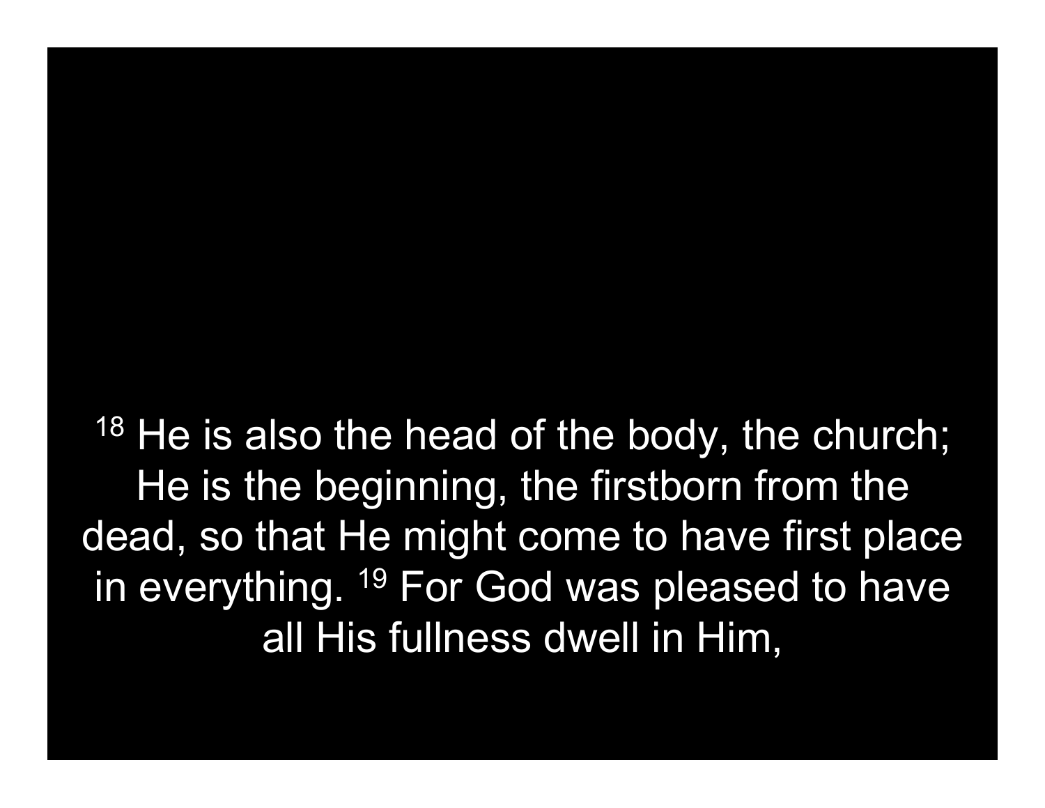[18] He is also the head of the body, the church; He is the beginning, the firstborn from the dead, so that He might come to have first place in everything. [19] For God was pleased to have all His fullness dwell in Him,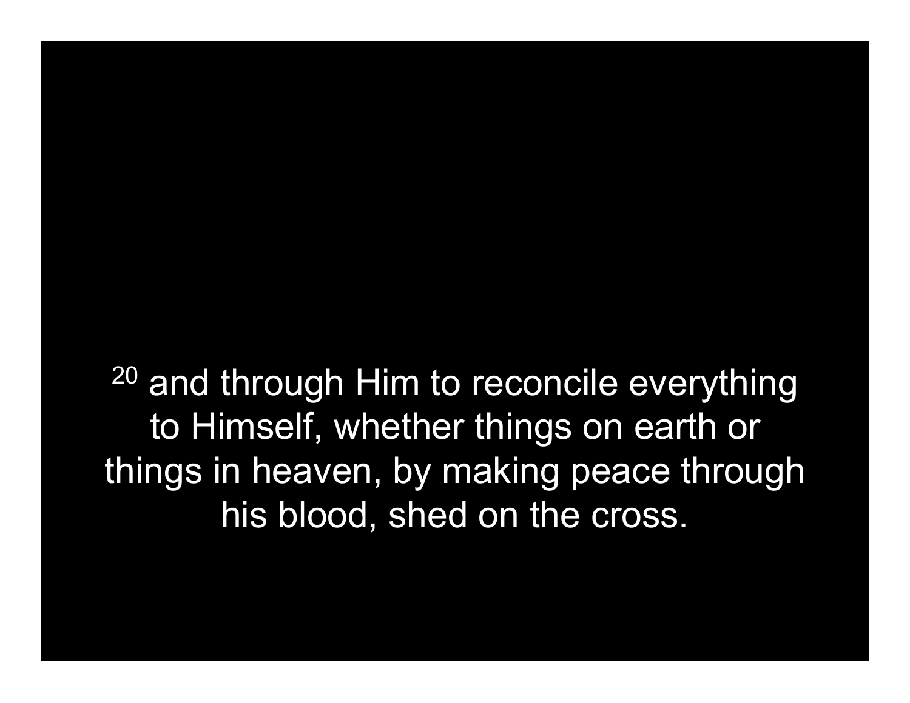[20] and through Him to reconcile everything to Himself, whether things on earth or things in heaven, by making peace through his blood, shed on the cross.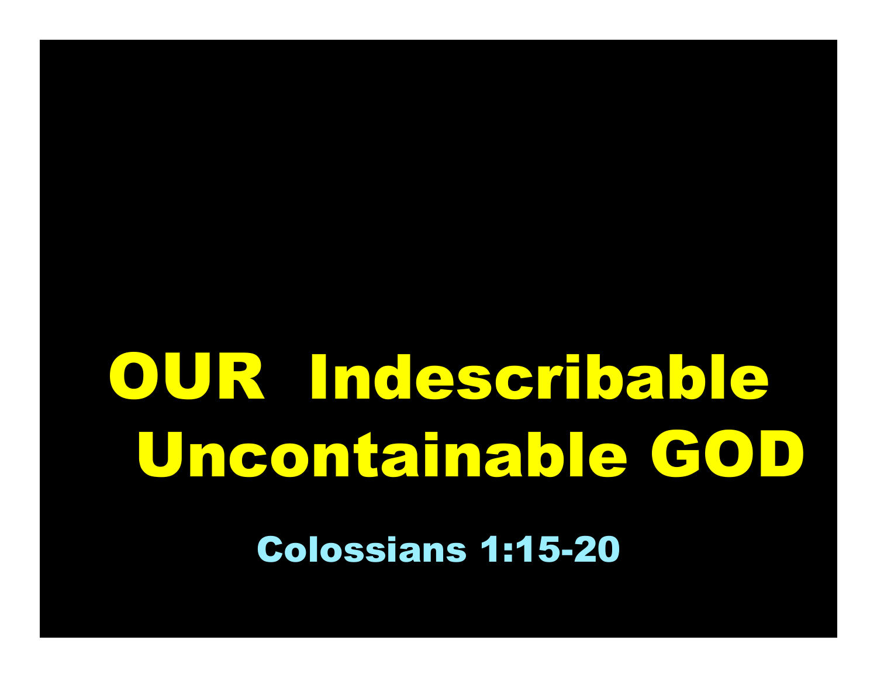# OUR Indescribable Uncontainable GOD

Colossians 1:15-20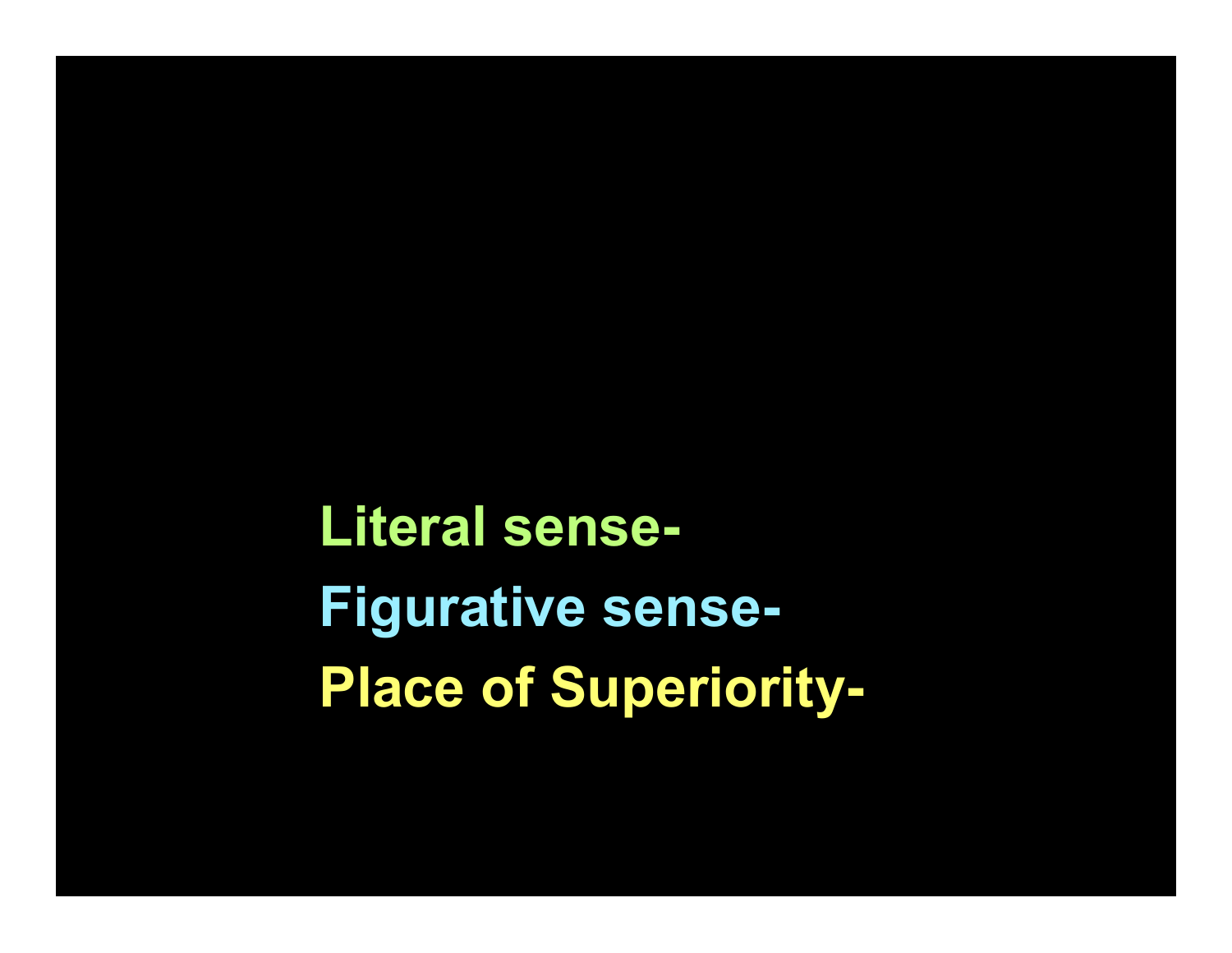**Literal sense-**

**Figurative sense-**

**Place of Superiority-**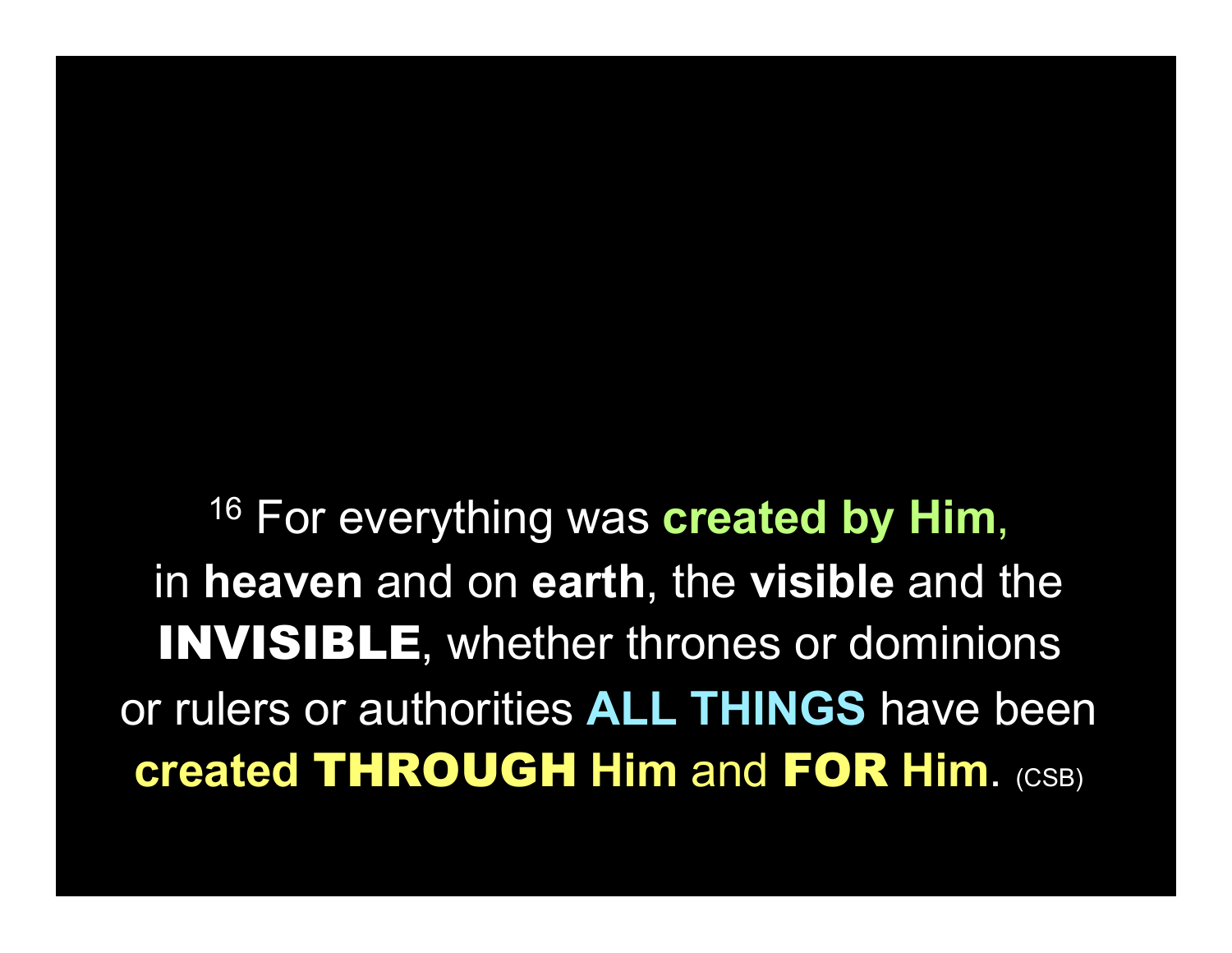[16] For everything was **created by Him**,
in **heaven** and on **earth**, the **visible** and the **INVISIBLE**, whether thrones or dominions or rulers or authorities **ALL THINGS** have been **created THROUGH Him** and **FOR Him**. (CSB)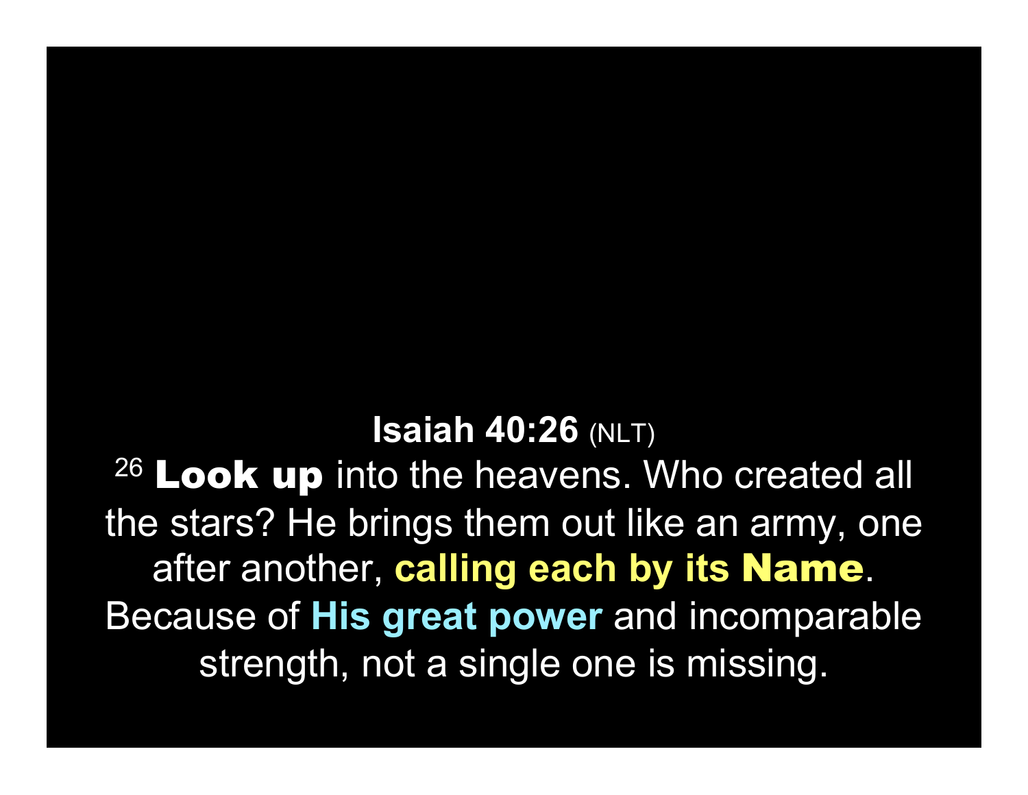**Isaiah 40:26** (NLT)

[26] **Look up** into the heavens. Who created all the stars? He brings them out like an army, one after another, **calling each by its Name**. Because of **His great power** and incomparable strength, not a single one is missing.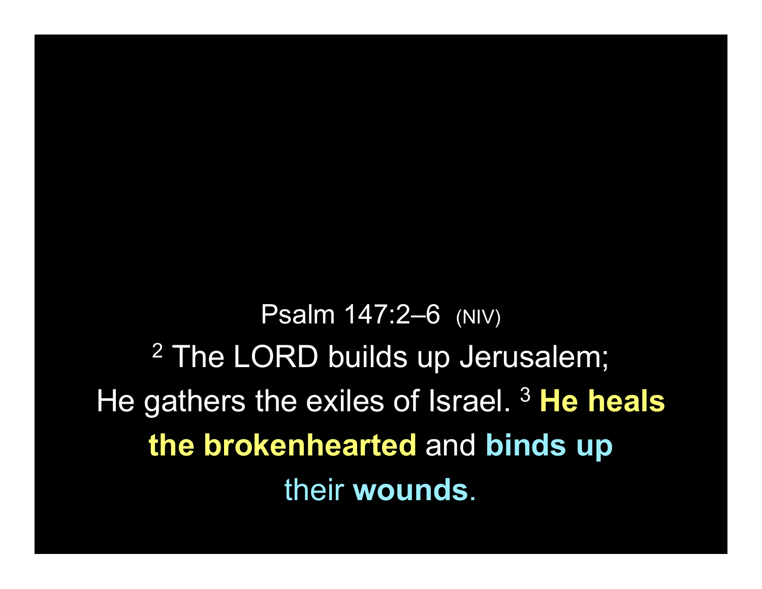Psalm 147:2–6 (NIV)

[2] The LORD builds up Jerusalem;
He gathers the exiles of Israel. [3] **He heals the brokenhearted** and **binds up** their **wounds**.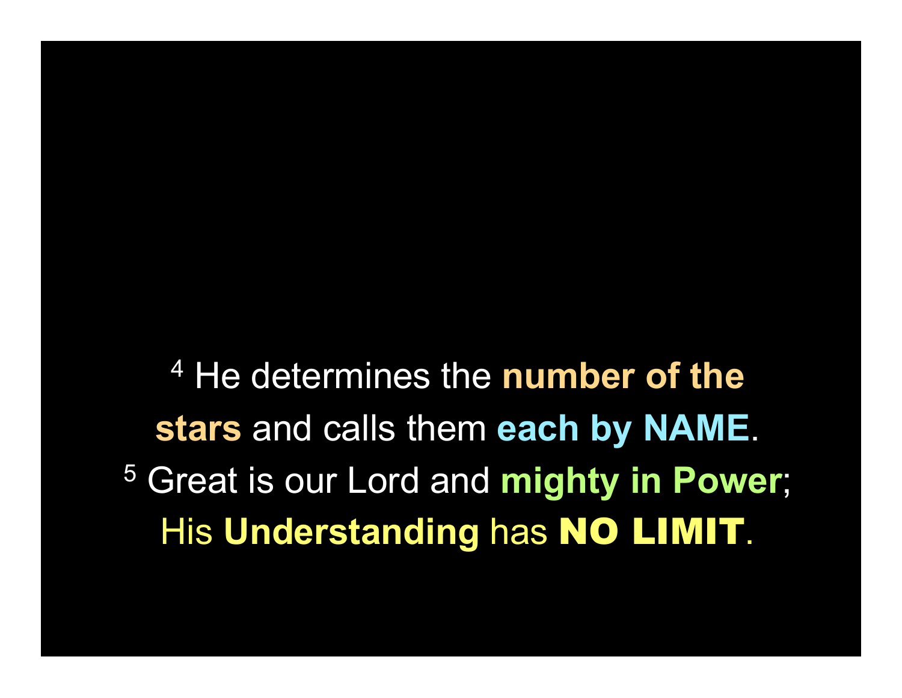[4] He determines the **number of the stars** and calls them **each by NAME**.
[5] Great is our Lord and **mighty in Power**;
His **Understanding** has **NO LIMIT**.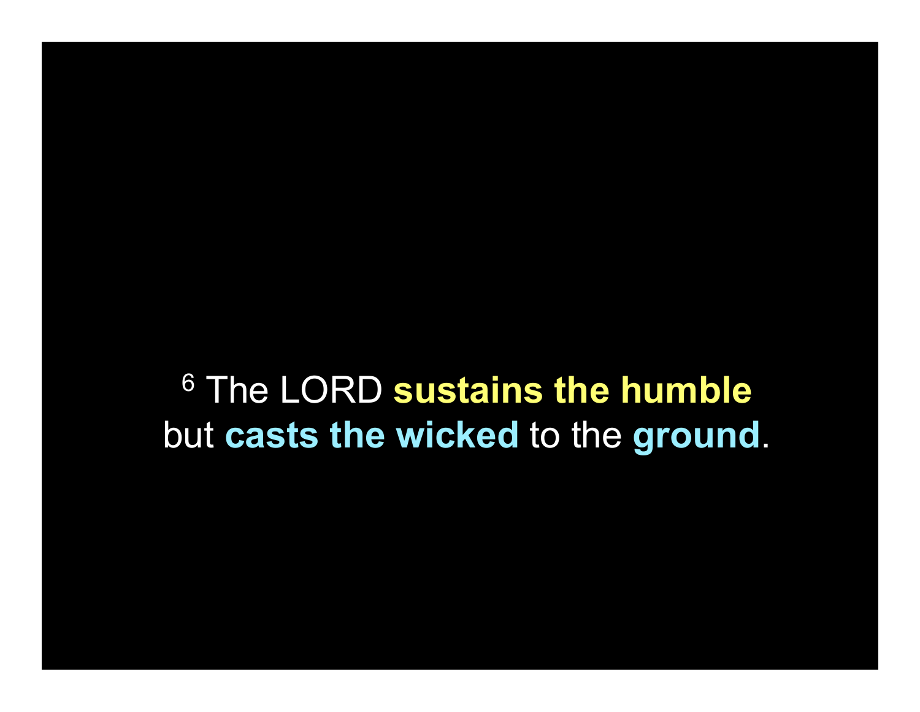[6] The LORD **sustains the humble**
but **casts the wicked** to the **ground**.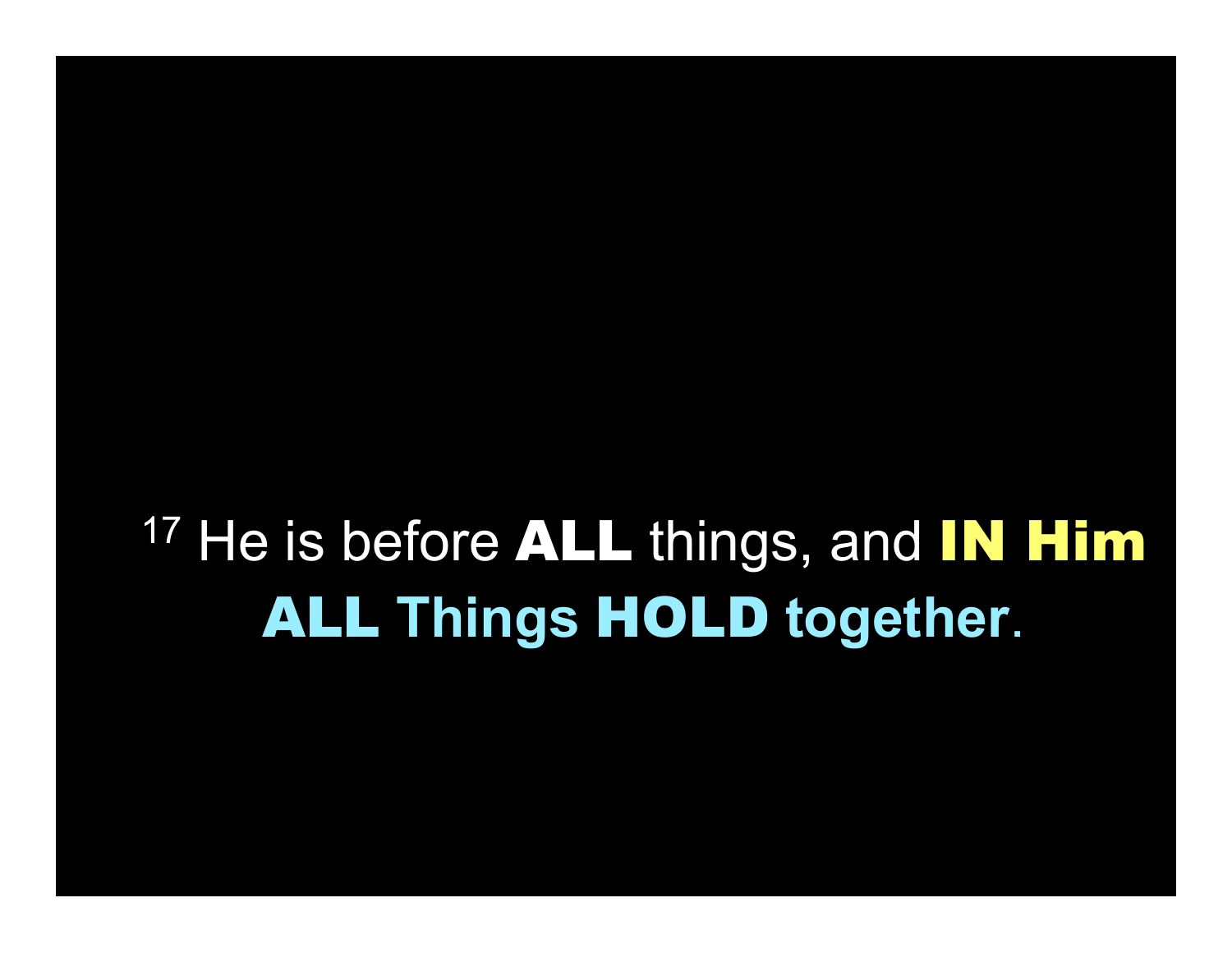[17] He is before **ALL** things, and **IN Him ALL Things HOLD together**.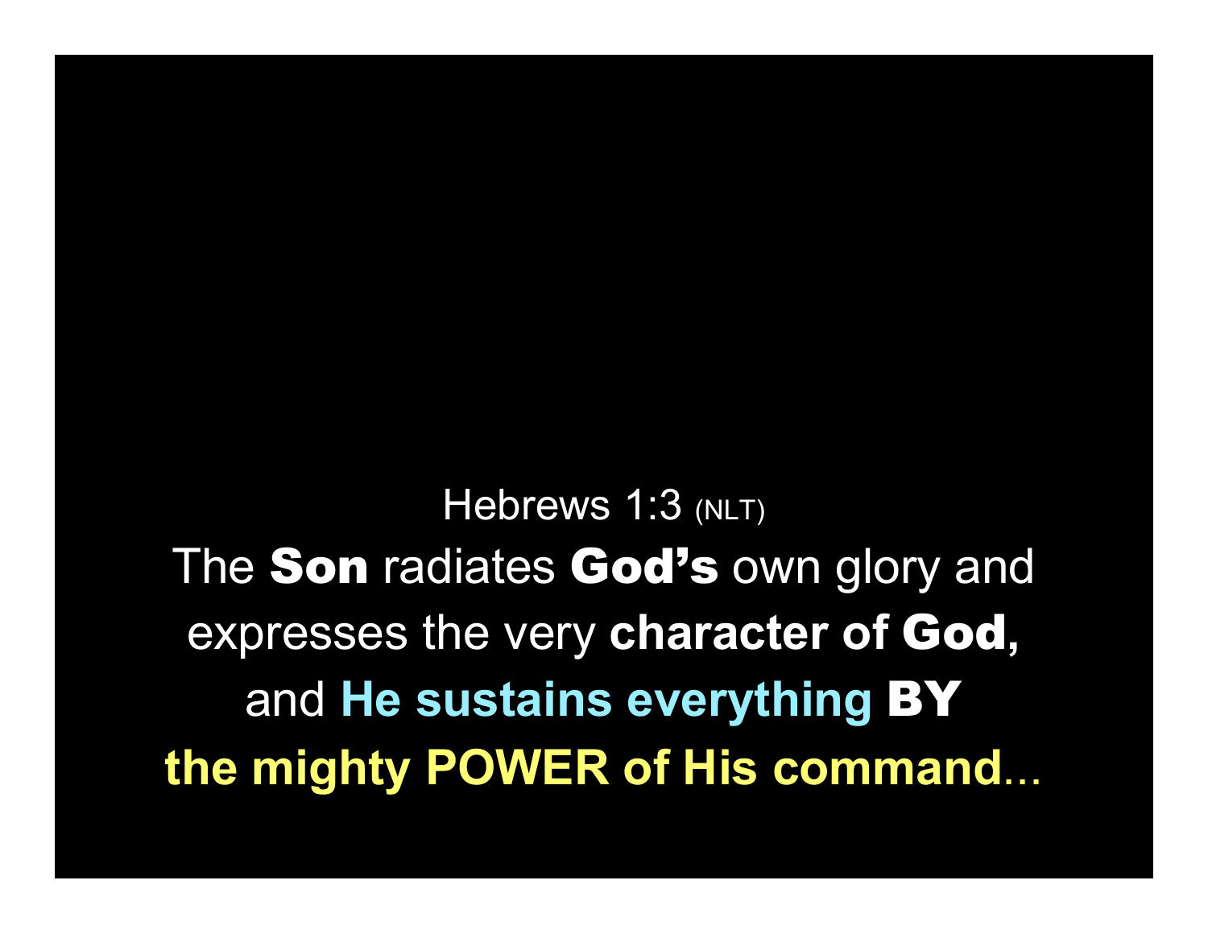Hebrews 1:3 (NLT)

The **Son** radiates **God's** own glory and expresses the very **character of God,** and **He sustains everything BY the mighty POWER of His command**...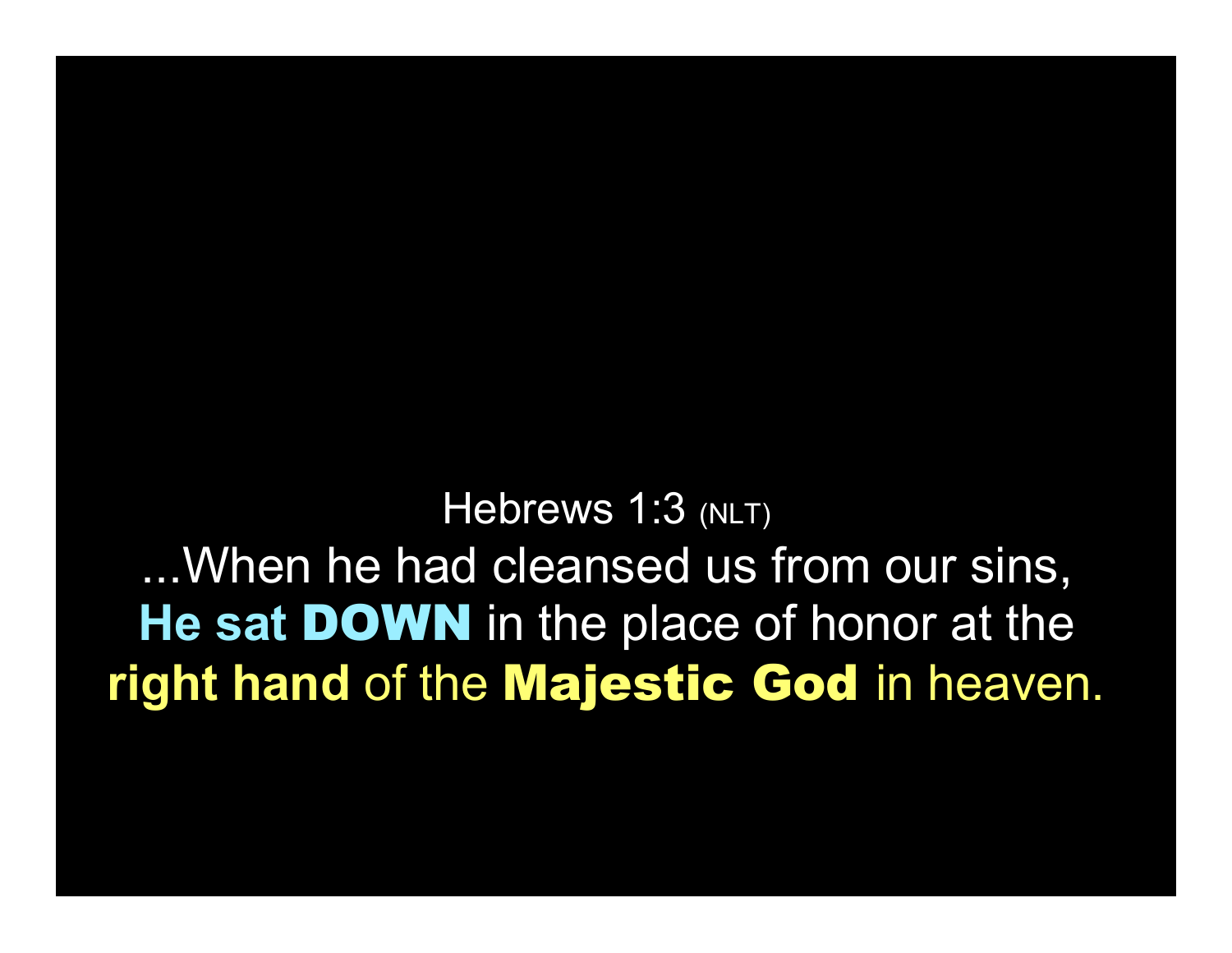Hebrews 1:3 (NLT)

...When he had cleansed us from our sins, **He sat DOWN** in the place of honor at the **right hand** of the **Majestic God** in heaven.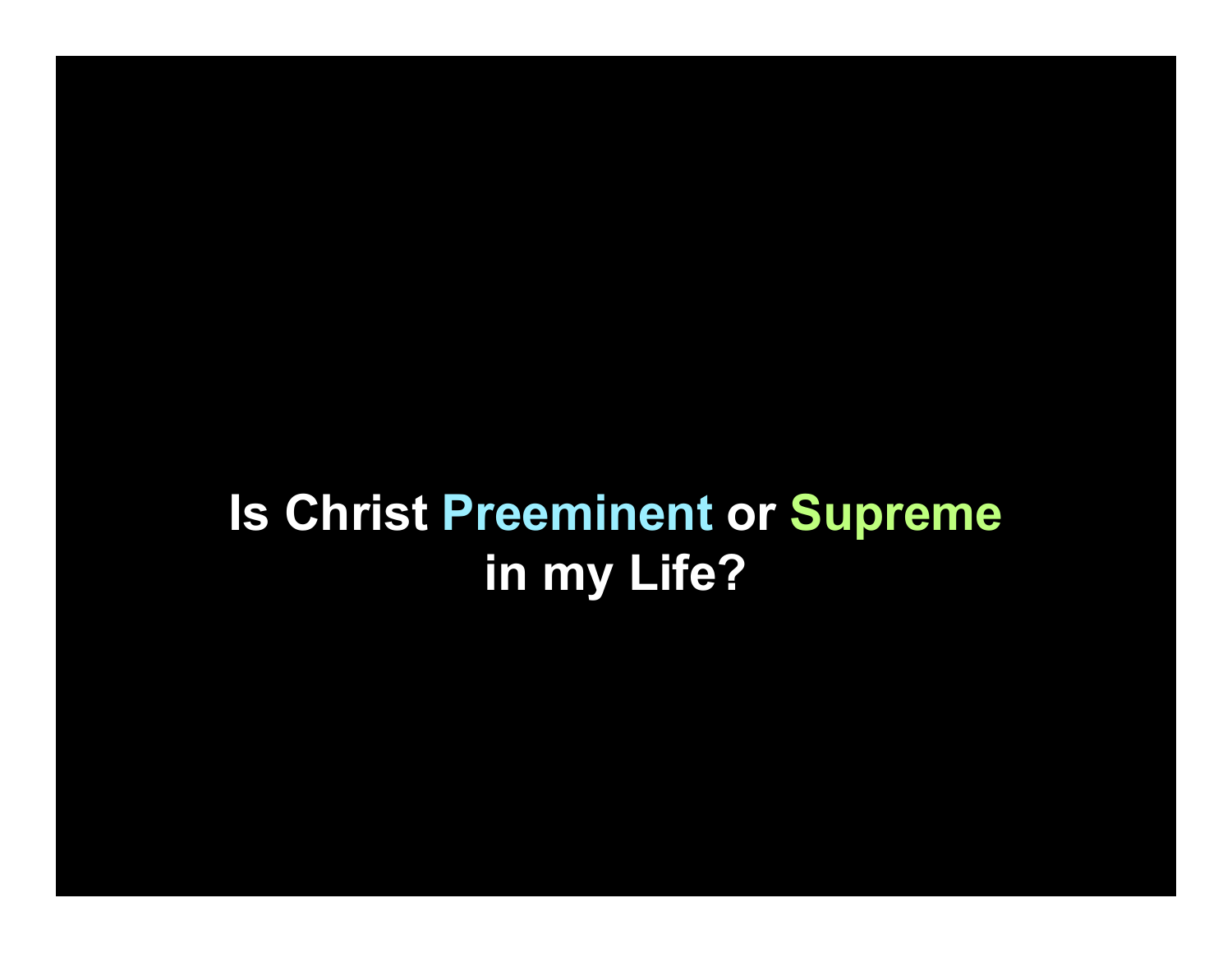**Is Christ Preeminent or Supreme in my Life?**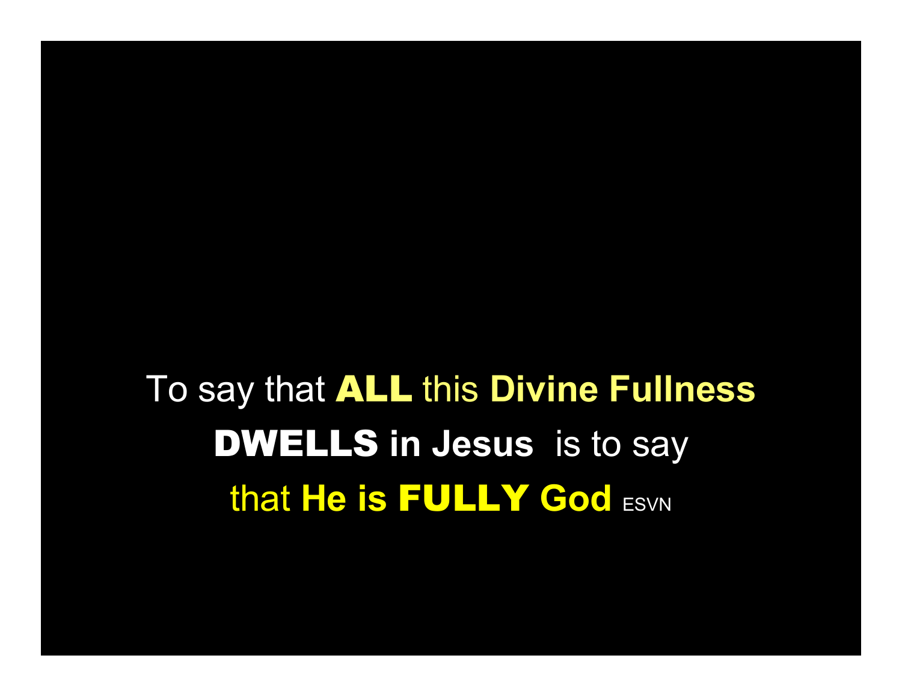To say that **ALL** this **Divine Fullness DWELLS in Jesus** is to say that **He is FULLY God** ESVN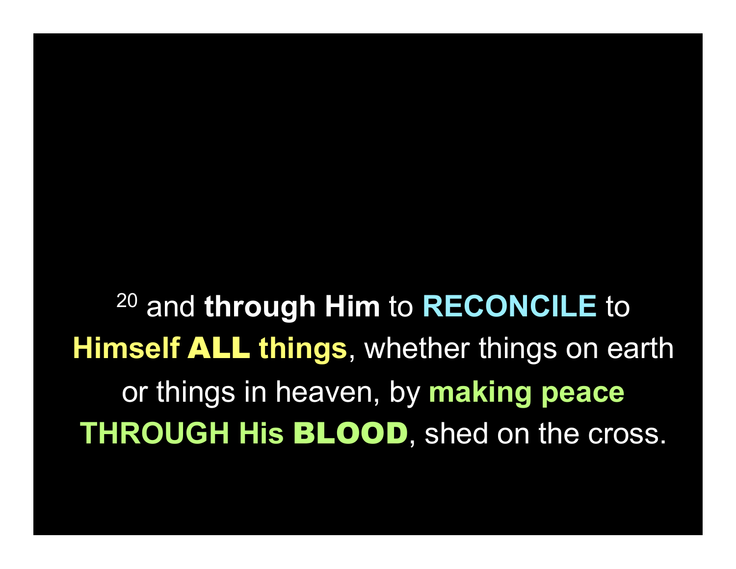[20] and **through Him** to **RECONCILE** to **Himself ALL things**, whether things on earth or things in heaven, by **making peace THROUGH His BLOOD**, shed on the cross.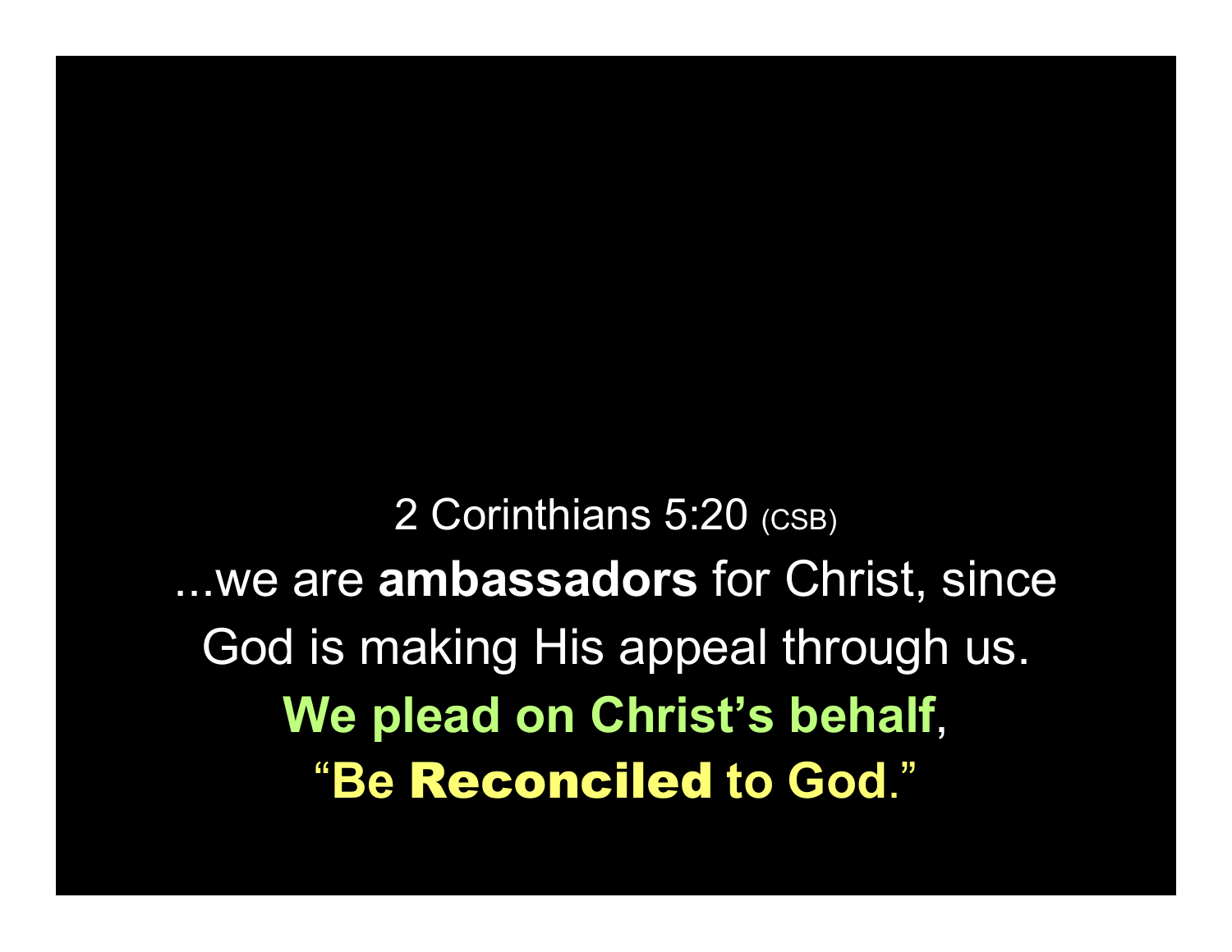2 Corinthians 5:20 (CSB)

...we are **ambassadors** for Christ, since God is making His appeal through us. **We plead on Christ's behalf**, "**Be Reconciled to God**."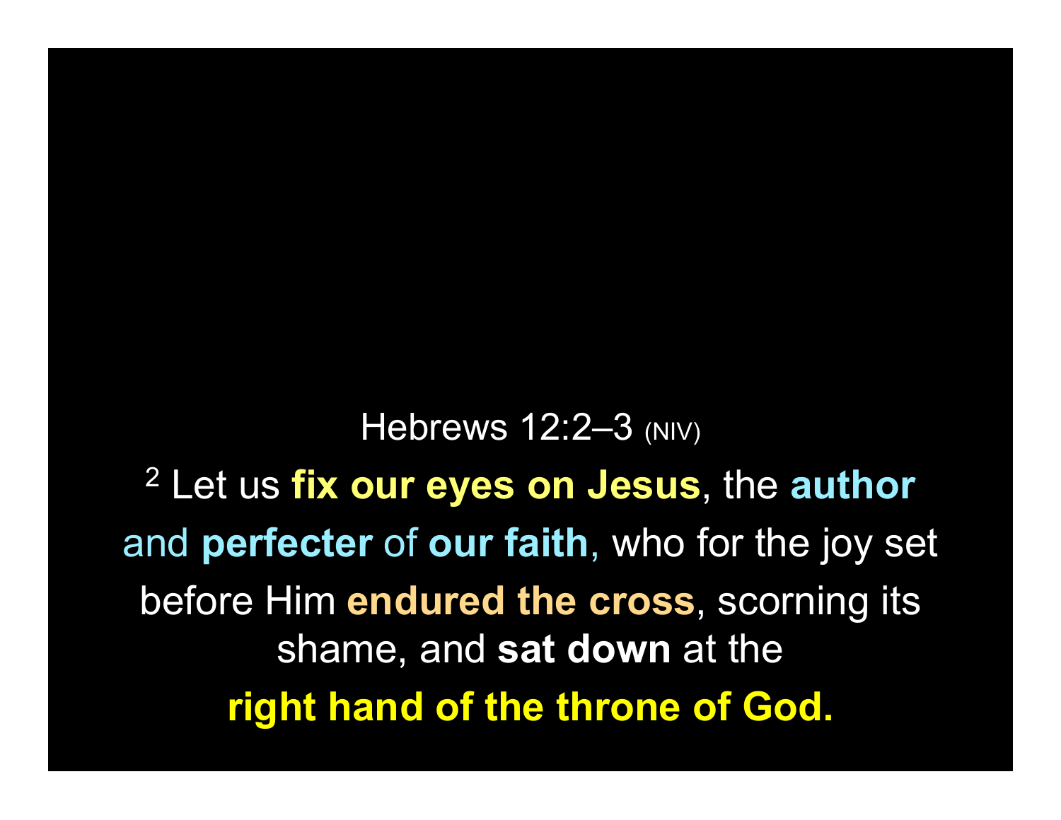Hebrews 12:2–3 (NIV)

[2] Let us **fix our eyes on Jesus**, the **author** and **perfecter** of **our faith**, who for the joy set before Him **endured the cross**, scorning its shame, and **sat down** at the

**right hand of the throne of God.**